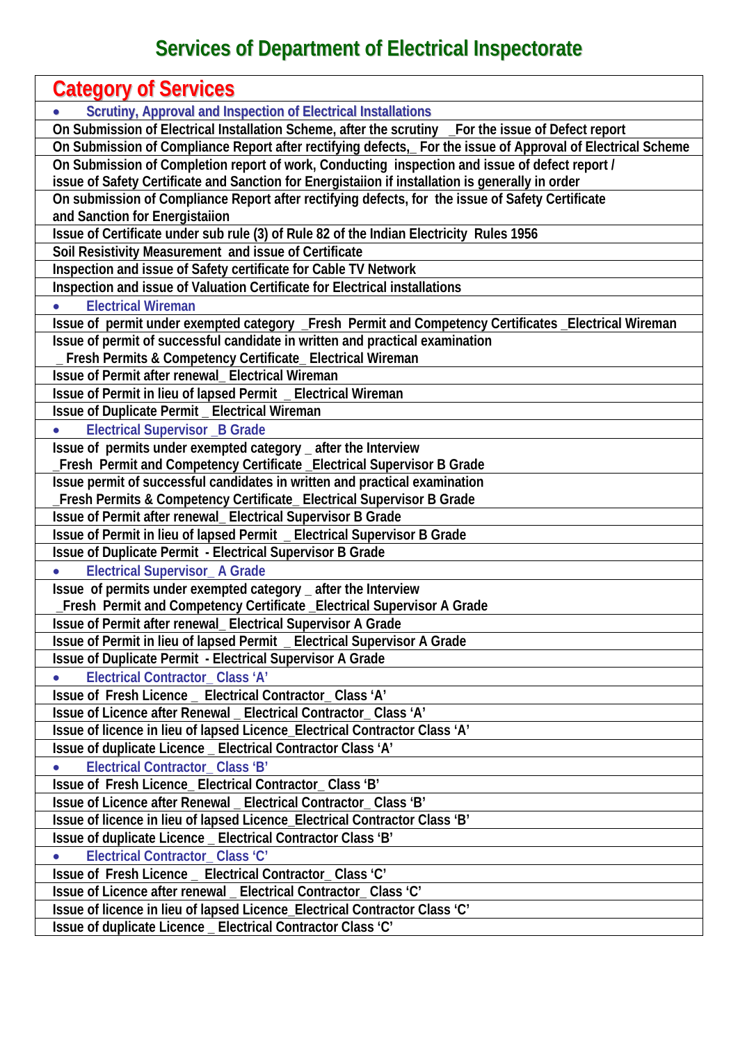# Services of Department of Electrical Inspectorate

| Category of Services |
|---|
| • **Scrutiny, Approval and Inspection of Electrical Installations** |
| On Submission of Electrical Installation Scheme, after the scrutiny _For the issue of Defect report |
| On Submission of Compliance Report after rectifying defects,_ For the issue of Approval of Electrical Scheme |
| On Submission of Completion report of work, Conducting inspection and issue of defect report / issue of Safety Certificate and Sanction for Energistaiion if installation is generally in order |
| On submission of Compliance Report after rectifying defects, for the issue of Safety Certificate and Sanction for Energistaiion |
| Issue of Certificate under sub rule (3) of Rule 82 of the Indian Electricity Rules 1956 |
| Soil Resistivity Measurement and issue of Certificate |
| Inspection and issue of Safety certificate for Cable TV Network |
| Inspection and issue of Valuation Certificate for Electrical installations |
| • **Electrical Wireman** |
| Issue of permit under exempted category _Fresh Permit and Competency Certificates _Electrical Wireman |
| Issue of permit of successful candidate in written and practical examination _ Fresh Permits & Competency Certificate_ Electrical Wireman |
| Issue of Permit after renewal_ Electrical Wireman |
| Issue of Permit in lieu of lapsed Permit _ Electrical Wireman |
| Issue of Duplicate Permit _ Electrical Wireman |
| • **Electrical Supervisor _B Grade** |
| Issue of permits under exempted category _ after the Interview _Fresh Permit and Competency Certificate _Electrical Supervisor B Grade |
| Issue permit of successful candidates in written and practical examination _Fresh Permits & Competency Certificate_ Electrical Supervisor B Grade |
| Issue of Permit after renewal_ Electrical Supervisor B Grade |
| Issue of Permit in lieu of lapsed Permit _ Electrical Supervisor B Grade |
| Issue of Duplicate Permit - Electrical Supervisor B Grade |
| • **Electrical Supervisor_ A Grade** |
| Issue of permits under exempted category _ after the Interview _Fresh Permit and Competency Certificate _Electrical Supervisor A Grade |
| Issue of Permit after renewal_ Electrical Supervisor A Grade |
| Issue of Permit in lieu of lapsed Permit _ Electrical Supervisor A Grade |
| Issue of Duplicate Permit - Electrical Supervisor A Grade |
| • **Electrical Contractor_ Class 'A'** |
| Issue of Fresh Licence _ Electrical Contractor_ Class 'A' |
| Issue of Licence after Renewal _ Electrical Contractor_ Class 'A' |
| Issue of licence in lieu of lapsed Licence_Electrical Contractor Class 'A' |
| Issue of duplicate Licence _ Electrical Contractor Class 'A' |
| • **Electrical Contractor_ Class 'B'** |
| Issue of Fresh Licence_ Electrical Contractor_ Class 'B' |
| Issue of Licence after Renewal _ Electrical Contractor_ Class 'B' |
| Issue of licence in lieu of lapsed Licence_Electrical Contractor Class 'B' |
| Issue of duplicate Licence _ Electrical Contractor Class 'B' |
| • **Electrical Contractor_ Class 'C'** |
| Issue of Fresh Licence _ Electrical Contractor_ Class 'C' |
| Issue of Licence after renewal _ Electrical Contractor_ Class 'C' |
| Issue of licence in lieu of lapsed Licence_Electrical Contractor Class 'C' |
| Issue of duplicate Licence _ Electrical Contractor Class 'C' |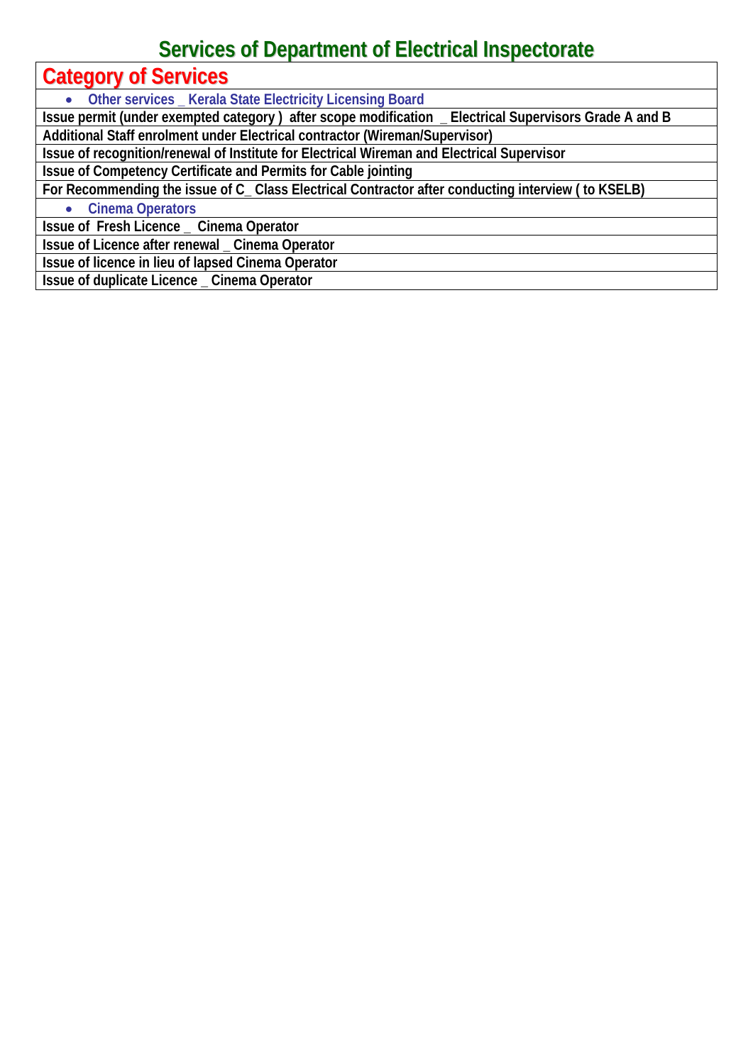## Services of Department of Electrical Inspectorate

| Category of Services |
|---|
| • Other services _ Kerala State Electricity Licensing Board |
| Issue permit (under exempted category ) after scope modification _ Electrical Supervisors Grade A and B |
| Additional Staff enrolment under Electrical contractor (Wireman/Supervisor) |
| Issue of recognition/renewal of Institute for Electrical Wireman and Electrical Supervisor |
| Issue of Competency Certificate and Permits for Cable jointing |
| For Recommending the issue of C_ Class Electrical Contractor after conducting interview ( to KSELB) |
| • Cinema Operators |
| Issue of Fresh Licence _ Cinema Operator |
| Issue of Licence after renewal _ Cinema Operator |
| Issue of licence in lieu of lapsed Cinema Operator |
| Issue of duplicate Licence _ Cinema Operator |